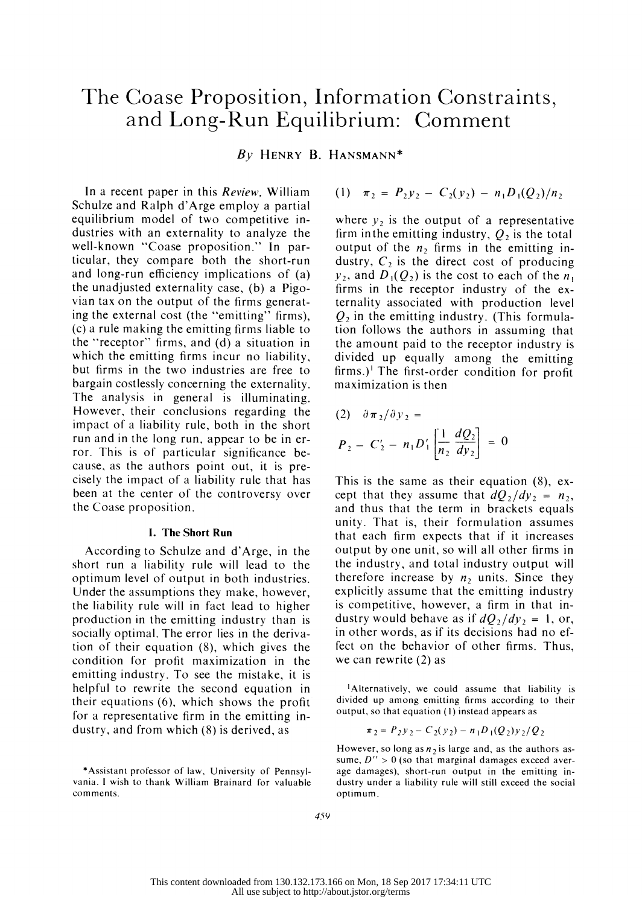# The Coase Proposition, Information Constraints, and Long-Run Equilibrium: Comment

*By* HENRY B. HANSMANN*

In a recent paper in this *Review*, William Schulze and Ralph d'Arge employ a partial equilibrium model of two competitive industries with an externality to analyze the well-known "Coase proposition." In particular, they compare both the short-run and long-run efficiency implications of (a) the unadjusted externality case, (b) a Pigovian tax on the output of the firms generating the external cost (the "emitting" firms), (c) a rule making the emitting firms liable to the "receptor" firms, and (d) a situation in which the emitting firms incur no liability, but firms in the two industries are free to bargain costlessly concerning the externality. The analysis in general is illuminating. However, their conclusions regarding the impact of a liability rule, both in the short run and in the long run, appear to be in error. This is of particular significance because, as the authors point out, it is precisely the impact of a liability rule that has been at the center of the controversy over the Coase proposition.

## I. The Short Run

According to Schulze and d'Arge, in the short run a liability rule will lead to the optimum level of output in both industries. Under the assumptions they make, however, the liability rule will in fact lead to higher production in the emitting industry than is socially optimal. The error lies in the derivation of their equation (8), which gives the condition for profit maximization in the emitting industry. To see the mistake, it is helpful to rewrite the second equation in their equations (6), which shows the profit for a representative firm in the emitting industry, and from which (8) is derived, as

$$(1) \quad \pi_2 = P_2 y_2 - C_2(y_2) - n_1 D_1(Q_2)/n_2$$

where $y_2$ is the output of a representative firm in the emitting industry, $Q_2$ is the total output of the $n_2$ firms in the emitting industry, $C_2$ is the direct cost of producing $y_2$, and $D_1(Q_2)$ is the cost to each of the $n_1$ firms in the receptor industry of the externality associated with production level $Q_2$ in the emitting industry. (This formulation follows the authors in assuming that the amount paid to the receptor industry is divided up equally among the emitting firms.)[1] The first-order condition for profit maximization is then

$$(2) \quad \partial \pi_2 / \partial y_2 = P_2 - C_2' - n_1 D_1' \left[ \frac{1}{n_2} \frac{dQ_2}{dy_2} \right] = 0$$

This is the same as their equation (8), except that they assume that $dQ_2/dy_2 = n_2$, and thus that the term in brackets equals unity. That is, their formulation assumes that each firm expects that if it increases output by one unit, so will all other firms in the industry, and total industry output will therefore increase by $n_2$ units. Since they explicitly assume that the emitting industry is competitive, however, a firm in that industry would behave as if $dQ_2/dy_2 = 1$, or, in other words, as if its decisions had no effect on the behavior of other firms. Thus, we can rewrite (2) as

---

*Assistant professor of law, University of Pennsylvania. I wish to thank William Brainard for valuable comments.

[1] Alternatively, we could assume that liability is divided up among emitting firms according to their output, so that equation (1) instead appears as

$$\pi_2 = P_2 y_2 - C_2(y_2) - n_1 D_1(Q_2) y_2 / Q_2$$

However, so long as $n_2$ is large and, as the authors assume, $D'' > 0$ (so that marginal damages exceed average damages), short-run output in the emitting industry under a liability rule will still exceed the social optimum.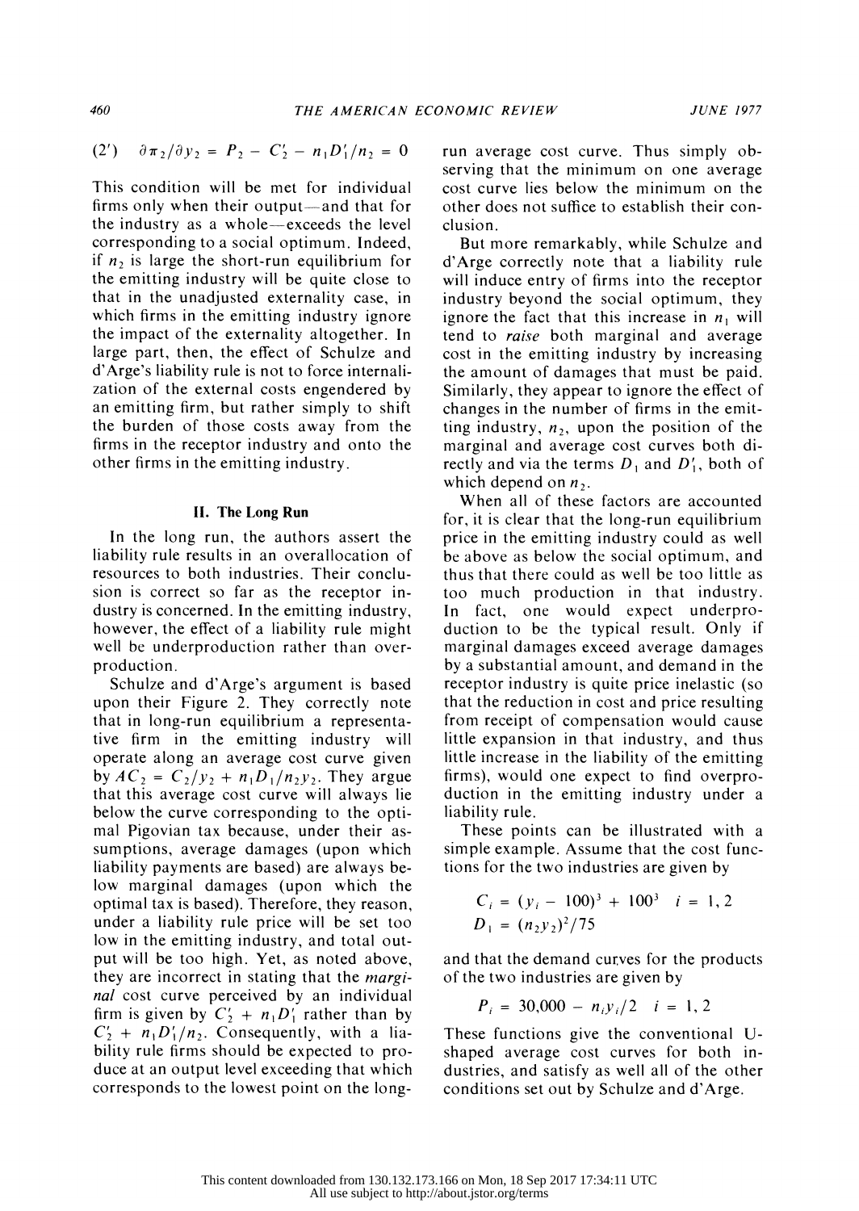$$(2') \quad \partial \pi_2 / \partial y_2 = P_2 - C_2' - n_1 D_1' / n_2 = 0$$

This condition will be met for individual firms only when their output—and that for the industry as a whole—exceeds the level corresponding to a social optimum. Indeed, if $n_2$ is large the short-run equilibrium for the emitting industry will be quite close to that in the unadjusted externality case, in which firms in the emitting industry ignore the impact of the externality altogether. In large part, then, the effect of Schulze and d'Arge's liability rule is not to force internalization of the external costs engendered by an emitting firm, but rather simply to shift the burden of those costs away from the firms in the receptor industry and onto the other firms in the emitting industry.

## II. The Long Run

In the long run, the authors assert the liability rule results in an overallocation of resources to both industries. Their conclusion is correct so far as the receptor industry is concerned. In the emitting industry, however, the effect of a liability rule might well be underproduction rather than overproduction.

Schulze and d'Arge's argument is based upon their Figure 2. They correctly note that in long-run equilibrium a representative firm in the emitting industry will operate along an average cost curve given by $AC_2 = C_2/y_2 + n_1 D_1 / n_2 y_2$. They argue that this average cost curve will always lie below the curve corresponding to the optimal Pigovian tax because, under their assumptions, average damages (upon which liability payments are based) are always below marginal damages (upon which the optimal tax is based). Therefore, they reason, under a liability rule price will be set too low in the emitting industry, and total output will be too high. Yet, as noted above, they are incorrect in stating that the *marginal* cost curve perceived by an individual firm is given by $C_2' + n_1 D_1'$ rather than by $C_2' + n_1 D_1' / n_2$. Consequently, with a liability rule firms should be expected to produce at an output level exceeding that which corresponds to the lowest point on the long-run average cost curve. Thus simply observing that the minimum on one average cost curve lies below the minimum on the other does not suffice to establish their conclusion.

But more remarkably, while Schulze and d'Arge correctly note that a liability rule will induce entry of firms into the receptor industry beyond the social optimum, they ignore the fact that this increase in $n_1$ will tend to *raise* both marginal and average cost in the emitting industry by increasing the amount of damages that must be paid. Similarly, they appear to ignore the effect of changes in the number of firms in the emitting industry, $n_2$, upon the position of the marginal and average cost curves both directly and via the terms $D_1$ and $D_1'$, both of which depend on $n_2$.

When all of these factors are accounted for, it is clear that the long-run equilibrium price in the emitting industry could as well be above as below the social optimum, and thus that there could as well be too little as too much production in that industry. In fact, one would expect underproduction to be the typical result. Only if marginal damages exceed average damages by a substantial amount, and demand in the receptor industry is quite price inelastic (so that the reduction in cost and price resulting from receipt of compensation would cause little expansion in that industry, and thus little increase in the liability of the emitting firms), would one expect to find overproduction in the emitting industry under a liability rule.

These points can be illustrated with a simple example. Assume that the cost functions for the two industries are given by

$$C_i = (y_i - 100)^3 + 100^3 \quad i = 1, 2$$
$$D_1 = (n_2 y_2)^2 / 75$$

and that the demand curves for the products of the two industries are given by

$$P_i = 30{,}000 - n_i y_i / 2 \quad i = 1, 2$$

These functions give the conventional U-shaped average cost curves for both industries, and satisfy as well all of the other conditions set out by Schulze and d'Arge.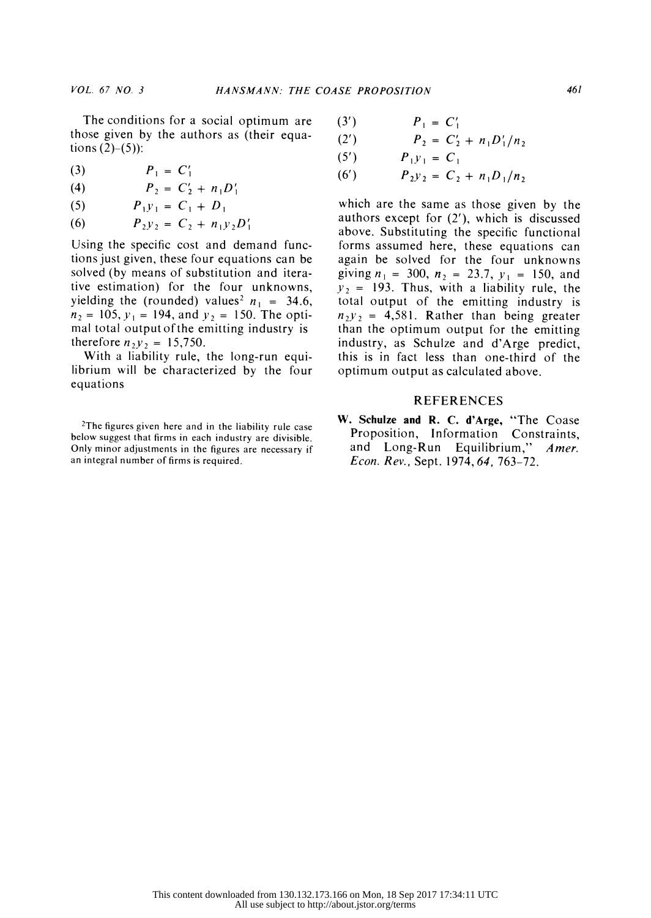The conditions for a social optimum are those given by the authors as (their equations (2)–(5)):

$$P_1 = C_1' \tag{3}$$

$$P_2 = C_2' + n_1 D_1' \tag{4}$$

$$P_1 y_1 = C_1 + D_1 \tag{5}$$

$$P_2 y_2 = C_2 + n_1 y_2 D_1' \tag{6}$$

Using the specific cost and demand functions just given, these four equations can be solved (by means of substitution and iterative estimation) for the four unknowns, yielding the (rounded) values[2] $n_1 = 34.6$, $n_2 = 105$, $y_1 = 194$, and $y_2 = 150$. The optimal total output of the emitting industry is therefore $n_2 y_2 = 15{,}750$.

With a liability rule, the long-run equilibrium will be characterized by the four equations

$$P_1 = C_1' \tag{3'}$$

$$P_2 = C_2' + n_1 D_1'/n_2 \tag{2'}$$

$$P_1 y_1 = C_1 \tag{5'}$$

$$P_2 y_2 = C_2 + n_1 D_1/n_2 \tag{6'}$$

which are the same as those given by the authors except for (2′), which is discussed above. Substituting the specific functional forms assumed here, these equations can again be solved for the four unknowns giving $n_1 = 300$, $n_2 = 23.7$, $y_1 = 150$, and $y_2 = 193$. Thus, with a liability rule, the total output of the emitting industry is $n_2 y_2 = 4{,}581$. Rather than being greater than the optimum output for the emitting industry, as Schulze and d'Arge predict, this is in fact less than one-third of the optimum output as calculated above.

[2]The figures given here and in the liability rule case below suggest that firms in each industry are divisible. Only minor adjustments in the figures are necessary if an integral number of firms is required.

## REFERENCES

**W. Schulze and R. C. d'Arge,** "The Coase Proposition, Information Constraints, and Long-Run Equilibrium," *Amer. Econ. Rev.*, Sept. 1974, *64*, 763–72.